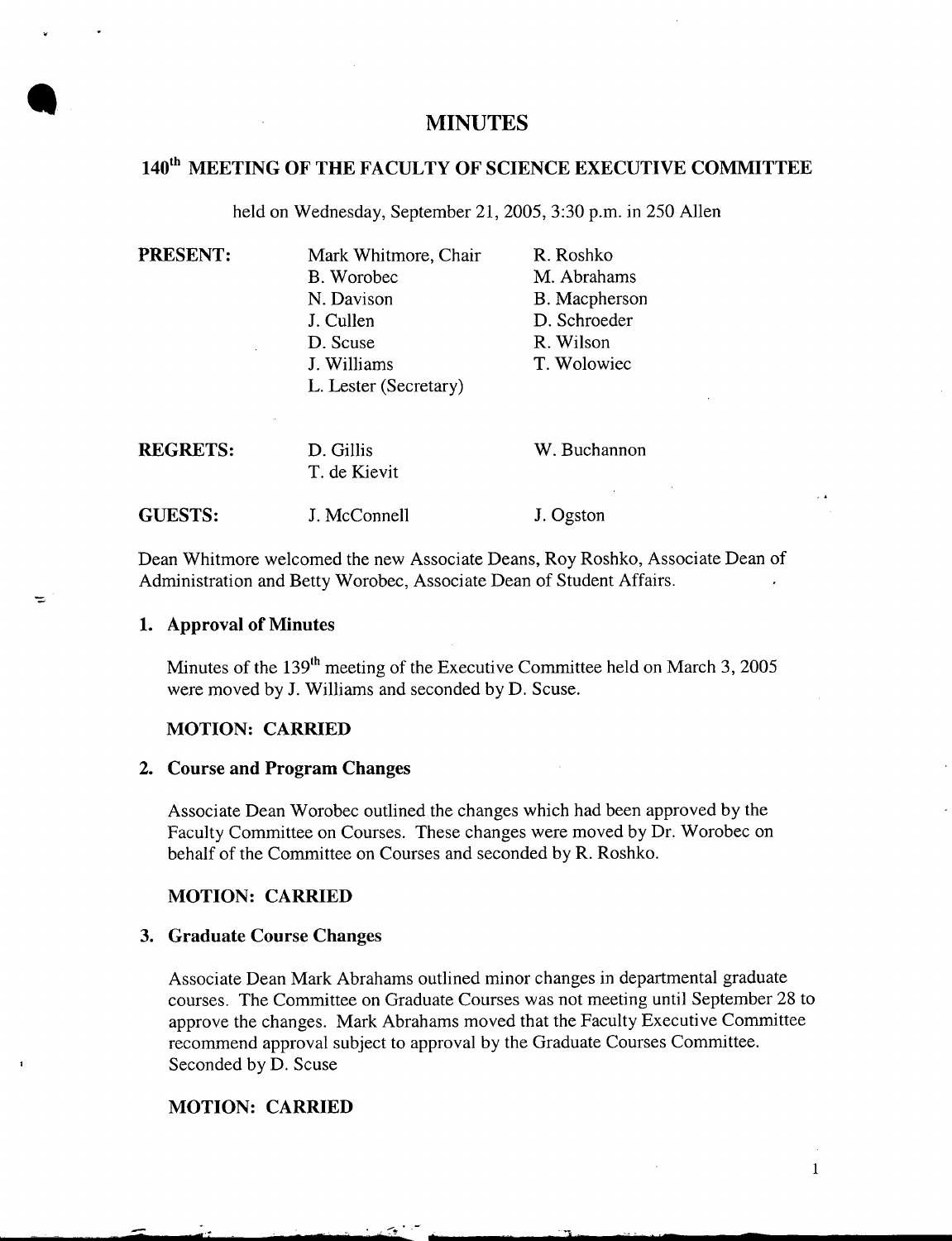# MINUTES

## 140th MEETING OF THE FACULTY OF SCIENCE EXECUTIVE COMMITTEE

held on Wednesday, September 21, 2005, 3:30 p.m. in 250 Allen

| | | |
|---|---|---|
| **PRESENT:** | Mark Whitmore, Chair | R. Roshko |
| | B. Worobec | M. Abrahams |
| | N. Davison | B. Macpherson |
| | J. Cullen | D. Schroeder |
| | D. Scuse | R. Wilson |
| | J. Williams | T. Wolowiec |
| | L. Lester (Secretary) | |
| **REGRETS:** | D. Gillis | W. Buchannon |
| | T. de Kievit | |
| **GUESTS:** | J. McConnell | J. Ogston |

Dean Whitmore welcomed the new Associate Deans, Roy Roshko, Associate Dean of Administration and Betty Worobec, Associate Dean of Student Affairs.

### 1. Approval of Minutes

Minutes of the 139th meeting of the Executive Committee held on March 3, 2005 were moved by J. Williams and seconded by D. Scuse.

**MOTION: CARRIED**

### 2. Course and Program Changes

Associate Dean Worobec outlined the changes which had been approved by the Faculty Committee on Courses. These changes were moved by Dr. Worobec on behalf of the Committee on Courses and seconded by R. Roshko.

**MOTION: CARRIED**

### 3. Graduate Course Changes

Associate Dean Mark Abrahams outlined minor changes in departmental graduate courses. The Committee on Graduate Courses was not meeting until September 28 to approve the changes. Mark Abrahams moved that the Faculty Executive Committee recommend approval subject to approval by the Graduate Courses Committee. Seconded by D. Scuse

**MOTION: CARRIED**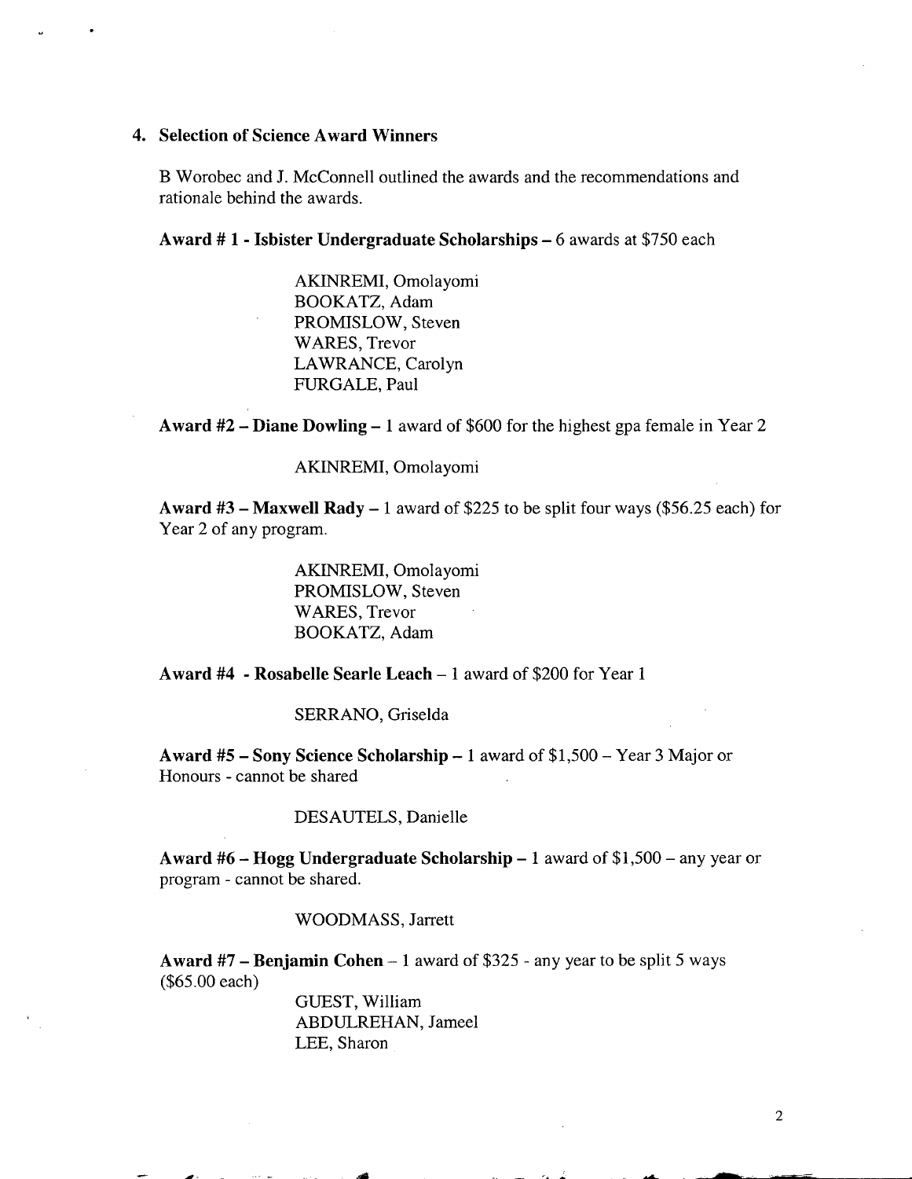## 4. Selection of Science Award Winners

B Worobec and J. McConnell outlined the awards and the recommendations and rationale behind the awards.

**Award # 1 - Isbister Undergraduate Scholarships** – 6 awards at $750 each

AKINREMI, Omolayomi
BOOKATZ, Adam
PROMISLOW, Steven
WARES, Trevor
LAWRANCE, Carolyn
FURGALE, Paul

**Award #2 – Diane Dowling** – 1 award of $600 for the highest gpa female in Year 2

AKINREMI, Omolayomi

**Award #3 – Maxwell Rady** – 1 award of $225 to be split four ways ($56.25 each) for Year 2 of any program.

AKINREMI, Omolayomi
PROMISLOW, Steven
WARES, Trevor
BOOKATZ, Adam

**Award #4 - Rosabelle Searle Leach** – 1 award of $200 for Year 1

SERRANO, Griselda

**Award #5 – Sony Science Scholarship** – 1 award of $1,500 – Year 3 Major or Honours - cannot be shared

DESAUTELS, Danielle

**Award #6 – Hogg Undergraduate Scholarship** – 1 award of $1,500 – any year or program - cannot be shared.

WOODMASS, Jarrett

**Award #7 – Benjamin Cohen** – 1 award of $325 - any year to be split 5 ways ($65.00 each)

GUEST, William
ABDULREHAN, Jameel
LEE, Sharon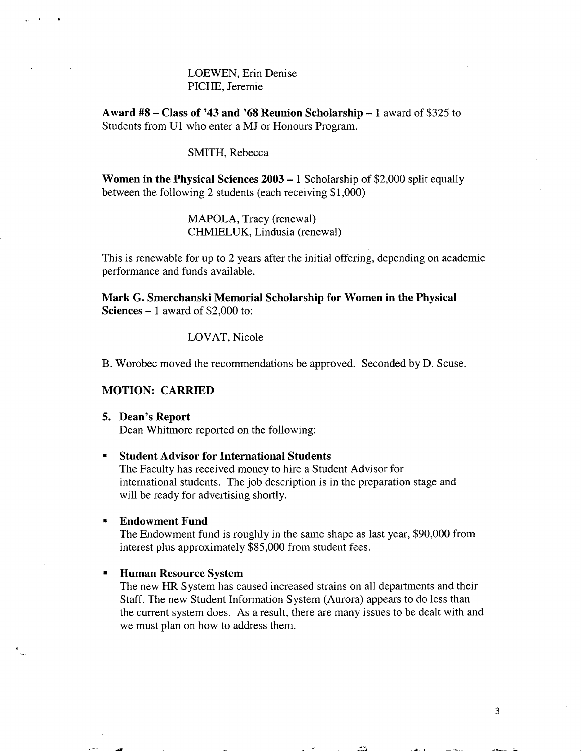LOEWEN, Erin Denise
PICHE, Jeremie

**Award #8 – Class of '43 and '68 Reunion Scholarship** – 1 award of $325 to Students from U1 who enter a MJ or Honours Program.

SMITH, Rebecca

**Women in the Physical Sciences 2003** – 1 Scholarship of $2,000 split equally between the following 2 students (each receiving $1,000)

MAPOLA, Tracy (renewal)
CHMIELUK, Lindusia (renewal)

This is renewable for up to 2 years after the initial offering, depending on academic performance and funds available.

**Mark G. Smerchanski Memorial Scholarship for Women in the Physical Sciences** – 1 award of $2,000 to:

LOVAT, Nicole

B. Worobec moved the recommendations be approved. Seconded by D. Scuse.

**MOTION: CARRIED**

**5. Dean's Report**

Dean Whitmore reported on the following:

- **Student Advisor for International Students**
  The Faculty has received money to hire a Student Advisor for international students. The job description is in the preparation stage and will be ready for advertising shortly.

- **Endowment Fund**
  The Endowment fund is roughly in the same shape as last year, $90,000 from interest plus approximately $85,000 from student fees.

- **Human Resource System**
  The new HR System has caused increased strains on all departments and their Staff. The new Student Information System (Aurora) appears to do less than the current system does. As a result, there are many issues to be dealt with and we must plan on how to address them.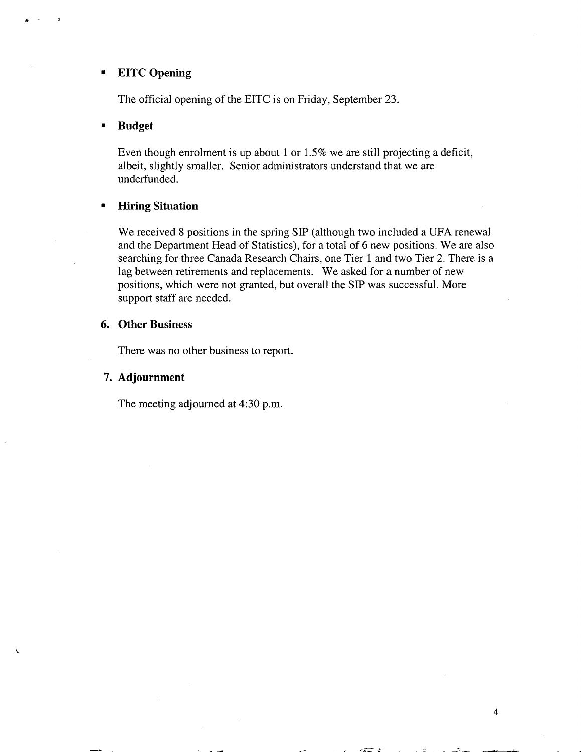- **EITC Opening**

  The official opening of the EITC is on Friday, September 23.

- **Budget**

  Even though enrolment is up about 1 or 1.5% we are still projecting a deficit, albeit, slightly smaller. Senior administrators understand that we are underfunded.

- **Hiring Situation**

  We received 8 positions in the spring SIP (although two included a UFA renewal and the Department Head of Statistics), for a total of 6 new positions. We are also searching for three Canada Research Chairs, one Tier 1 and two Tier 2. There is a lag between retirements and replacements. We asked for a number of new positions, which were not granted, but overall the SIP was successful. More support staff are needed.

## 6. Other Business

There was no other business to report.

## 7. Adjournment

The meeting adjourned at 4:30 p.m.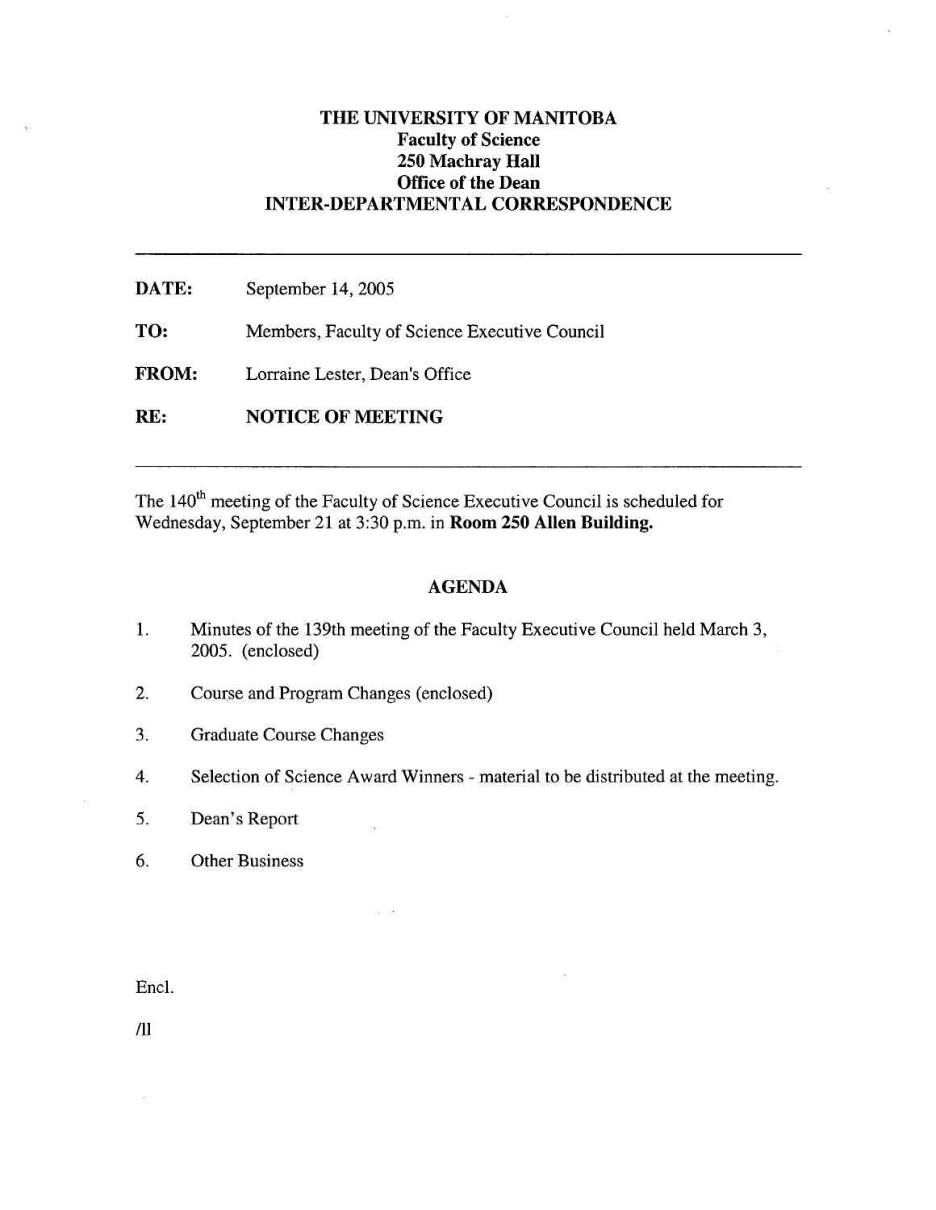**THE UNIVERSITY OF MANITOBA**
**Faculty of Science**
**250 Machray Hall**
**Office of the Dean**
**INTER-DEPARTMENTAL CORRESPONDENCE**

---

**DATE:** September 14, 2005

**TO:** Members, Faculty of Science Executive Council

**FROM:** Lorraine Lester, Dean's Office

**RE:** **NOTICE OF MEETING**

---

The 140th meeting of the Faculty of Science Executive Council is scheduled for Wednesday, September 21 at 3:30 p.m. in **Room 250 Allen Building.**

## AGENDA

1. Minutes of the 139th meeting of the Faculty Executive Council held March 3, 2005. (enclosed)
2. Course and Program Changes (enclosed)
3. Graduate Course Changes
4. Selection of Science Award Winners - material to be distributed at the meeting.
5. Dean's Report
6. Other Business

Encl.

/ll